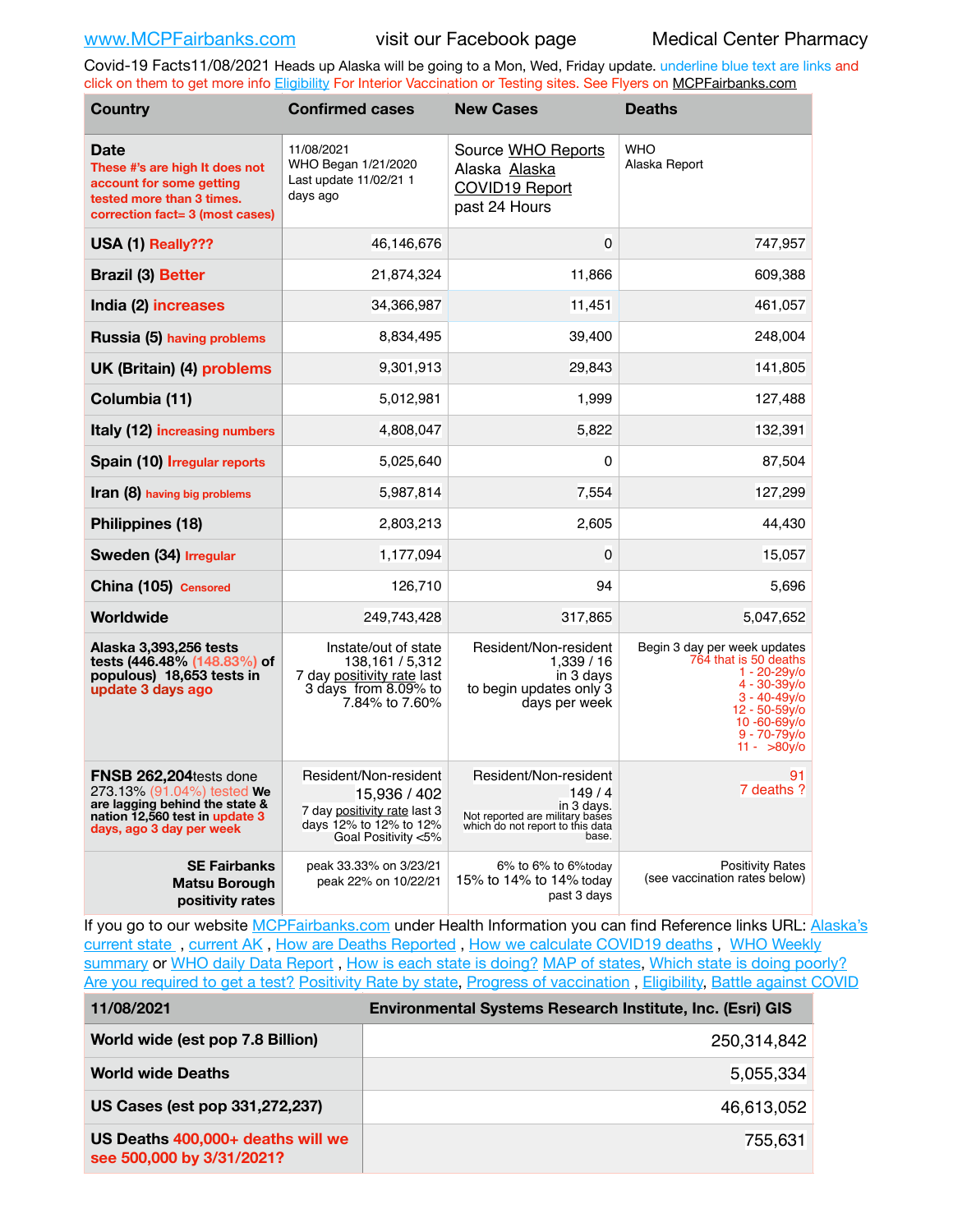www.MCPFairbanks.com visit our Facebook page Medical Center Pharmacy

Covid-19 Facts11/08/2021 Heads up Alaska will be going to a Mon, Wed, Friday update. underline blue text are links and click on them to get more info Eligibility For Interior Vaccination or Testing sites. See Flyers on MCPFairbanks.com

| Country | Confirmed cases | New Cases | Deaths |
|---|---|---|---|
| **Date** These #'s are high It does not account for some getting tested more than 3 times. correction fact= 3 (most cases) | 11/08/2021 WHO Began 1/21/2020 Last update 11/02/21 1 days ago | Source WHO Reports Alaska Alaska COVID19 Report past 24 Hours | WHO Alaska Report |
| **USA (1)** Really??? | 46,146,676 | 0 | 747,957 |
| **Brazil (3)** Better | 21,874,324 | 11,866 | 609,388 |
| **India (2)** increases | 34,366,987 | 11,451 | 461,057 |
| **Russia (5)** having problems | 8,834,495 | 39,400 | 248,004 |
| **UK (Britain) (4)** problems | 9,301,913 | 29,843 | 141,805 |
| **Columbia (11)** | 5,012,981 | 1,999 | 127,488 |
| **Italy (12)** increasing numbers | 4,808,047 | 5,822 | 132,391 |
| **Spain (10)** Irregular reports | 5,025,640 | 0 | 87,504 |
| **Iran (8)** having big problems | 5,987,814 | 7,554 | 127,299 |
| **Philippines (18)** | 2,803,213 | 2,605 | 44,430 |
| **Sweden (34)** Irregular | 1,177,094 | 0 | 15,057 |
| **China (105)** Censored | 126,710 | 94 | 5,696 |
| **Worldwide** | 249,743,428 | 317,865 | 5,047,652 |
| **Alaska 3,393,256 tests tests (446.48% (148.83%) of populous) 18,653 tests in update 3 days ago** | Instate/out of state 138,161 / 5,312 7 day positivity rate last 3 days from 8.09% to 7.84% to 7.60% | Resident/Non-resident 1,339 / 16 in 3 days to begin updates only 3 days per week | Begin 3 day per week updates 764 that is 50 deaths 1 - 20-29y/o 4 - 30-39y/o 3 - 40-49y/o 12 - 50-59y/o 10 -60-69y/o 9 - 70-79y/o 11 - >80y/o |
| **FNSB 262,204**tests done 273.13% (91.04%) tested **We are lagging behind the state & nation 12,560 test in update 3 days, ago 3 day per week** | Resident/Non-resident 15,936 / 402 7 day positivity rate last 3 days 12% to 12% to 12% Goal Positivity <5% | Resident/Non-resident 149 / 4 in 3 days. Not reported are military bases which do not report to this data base. | 91 7 deaths ? |
| **SE Fairbanks Matsu Borough positivity rates** | peak 33.33% on 3/23/21 peak 22% on 10/22/21 | 6% to 6% to 6%today 15% to 14% to 14% today past 3 days | Positivity Rates (see vaccination rates below) |

If you go to our website MCPFairbanks.com under Health Information you can find Reference links URL: Alaska's current state , current AK , How are Deaths Reported , How we calculate COVID19 deaths , WHO Weekly summary or WHO daily Data Report , How is each state is doing? MAP of states, Which state is doing poorly? Are you required to get a test? Positivity Rate by state, Progress of vaccination , Eligibility, Battle against COVID

| 11/08/2021 | Environmental Systems Research Institute, Inc. (Esri) GIS |
|---|---|
| **World wide (est pop 7.8 Billion)** | 250,314,842 |
| **World wide Deaths** | 5,055,334 |
| **US Cases (est pop 331,272,237)** | 46,613,052 |
| **US Deaths** 400,000+ deaths will we see 500,000 by 3/31/2021? | 755,631 |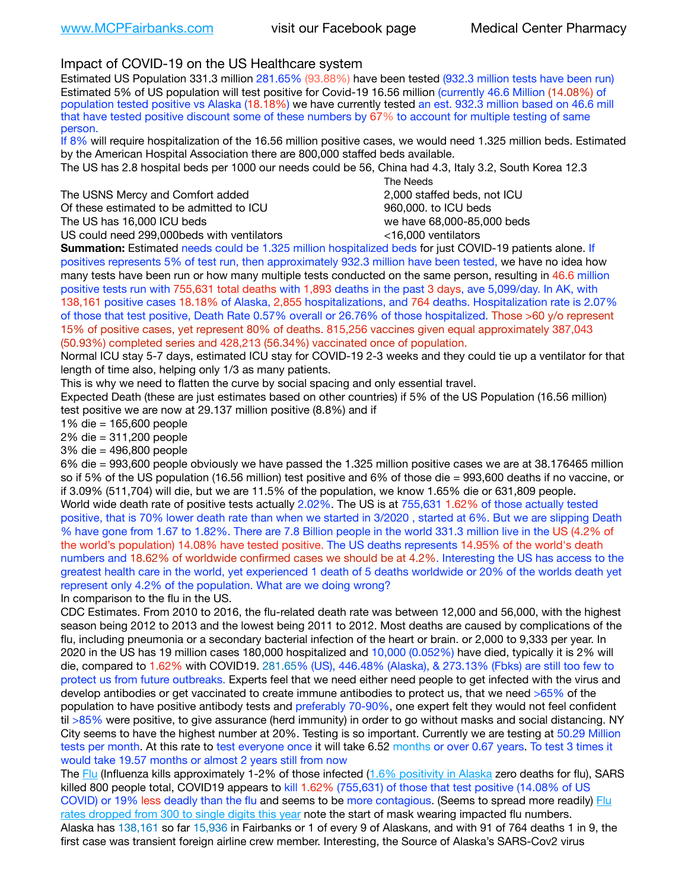www.MCPFairbanks.com visit our Facebook page Medical Center Pharmacy

## Impact of COVID-19 on the US Healthcare system

Estimated US Population 331.3 million 281.65% (93.88%) have been tested (932.3 million tests have been run) Estimated 5% of US population will test positive for Covid-19 16.56 million (currently 46.6 Million (14.08%) of population tested positive vs Alaska (18.18%) we have currently tested an est. 932.3 million based on 46.6 mill that have tested positive discount some of these numbers by 67% to account for multiple testing of same person.

If 8% will require hospitalization of the 16.56 million positive cases, we would need 1.325 million beds. Estimated by the American Hospital Association there are 800,000 staffed beds available.

The US has 2.8 hospital beds per 1000 our needs could be 56, China had 4.3, Italy 3.2, South Korea 12.3

| | The Needs |
|---|---|
| The USNS Mercy and Comfort added | 2,000 staffed beds, not ICU |
| Of these estimated to be admitted to ICU | 960,000. to ICU beds |
| The US has 16,000 ICU beds | we have 68,000-85,000 beds |
| US could need 299,000beds with ventilators | <16,000 ventilators |

**Summation:** Estimated needs could be 1.325 million hospitalized beds for just COVID-19 patients alone. If positives represents 5% of test run, then approximately 932.3 million have been tested, we have no idea how many tests have been run or how many multiple tests conducted on the same person, resulting in 46.6 million positive tests run with 755,631 total deaths with 1,893 deaths in the past 3 days, ave 5,099/day. In AK, with 138,161 positive cases 18.18% of Alaska, 2,855 hospitalizations, and 764 deaths. Hospitalization rate is 2.07% of those that test positive, Death Rate 0.57% overall or 26.76% of those hospitalized. Those >60 y/o represent 15% of positive cases, yet represent 80% of deaths. 815,256 vaccines given equal approximately 387,043 (50.93%) completed series and 428,213 (56.34%) vaccinated once of population.

Normal ICU stay 5-7 days, estimated ICU stay for COVID-19 2-3 weeks and they could tie up a ventilator for that length of time also, helping only 1/3 as many patients.

This is why we need to flatten the curve by social spacing and only essential travel.

Expected Death (these are just estimates based on other countries) if 5% of the US Population (16.56 million) test positive we are now at 29.137 million positive (8.8%) and if

1% die = 165,600 people
2% die = 311,200 people
3% die = 496,800 people
6% die = 993,600 people obviously we have passed the 1.325 million positive cases we are at 38.176465 million so if 5% of the US population (16.56 million) test positive and 6% of those die = 993,600 deaths if no vaccine, or if 3.09% (511,704) will die, but we are 11.5% of the population, we know 1.65% die or 631,809 people.

World wide death rate of positive tests actually 2.02%. The US is at 755,631 1.62% of those actually tested positive, that is 70% lower death rate than when we started in 3/2020 , started at 6%. But we are slipping Death % have gone from 1.67 to 1.82%. There are 7.8 Billion people in the world 331.3 million live in the US (4.2% of the world's population) 14.08% have tested positive. The US deaths represents 14.95% of the world's death numbers and 18.62% of worldwide confirmed cases we should be at 4.2%. Interesting the US has access to the greatest health care in the world, yet experienced 1 death of 5 deaths worldwide or 20% of the worlds death yet represent only 4.2% of the population. What are we doing wrong?

In comparison to the flu in the US.

CDC Estimates. From 2010 to 2016, the flu-related death rate was between 12,000 and 56,000, with the highest season being 2012 to 2013 and the lowest being 2011 to 2012. Most deaths are caused by complications of the flu, including pneumonia or a secondary bacterial infection of the heart or brain. or 2,000 to 9,333 per year. In 2020 in the US has 19 million cases 180,000 hospitalized and 10,000 (0.052%) have died, typically it is 2% will die, compared to 1.62% with COVID19. 281.65% (US), 446.48% (Alaska), & 273.13% (Fbks) are still too few to protect us from future outbreaks. Experts feel that we need either need people to get infected with the virus and develop antibodies or get vaccinated to create immune antibodies to protect us, that we need >65% of the population to have positive antibody tests and preferably 70-90%, one expert felt they would not feel confident til >85% were positive, to give assurance (herd immunity) in order to go without masks and social distancing. NY City seems to have the highest number at 20%. Testing is so important. Currently we are testing at 50.29 Million tests per month. At this rate to test everyone once it will take 6.52 months or over 0.67 years. To test 3 times it would take 19.57 months or almost 2 years still from now

The Flu (Influenza kills approximately 1-2% of those infected (1.6% positivity in Alaska zero deaths for flu), SARS killed 800 people total, COVID19 appears to kill 1.62% (755,631) of those that test positive (14.08% of US COVID) or 19% less deadly than the flu and seems to be more contagious. (Seems to spread more readily) Flu rates dropped from 300 to single digits this year note the start of mask wearing impacted flu numbers.

Alaska has 138,161 so far 15,936 in Fairbanks or 1 of every 9 of Alaskans, and with 91 of 764 deaths 1 in 9, the first case was transient foreign airline crew member. Interesting, the Source of Alaska's SARS-Cov2 virus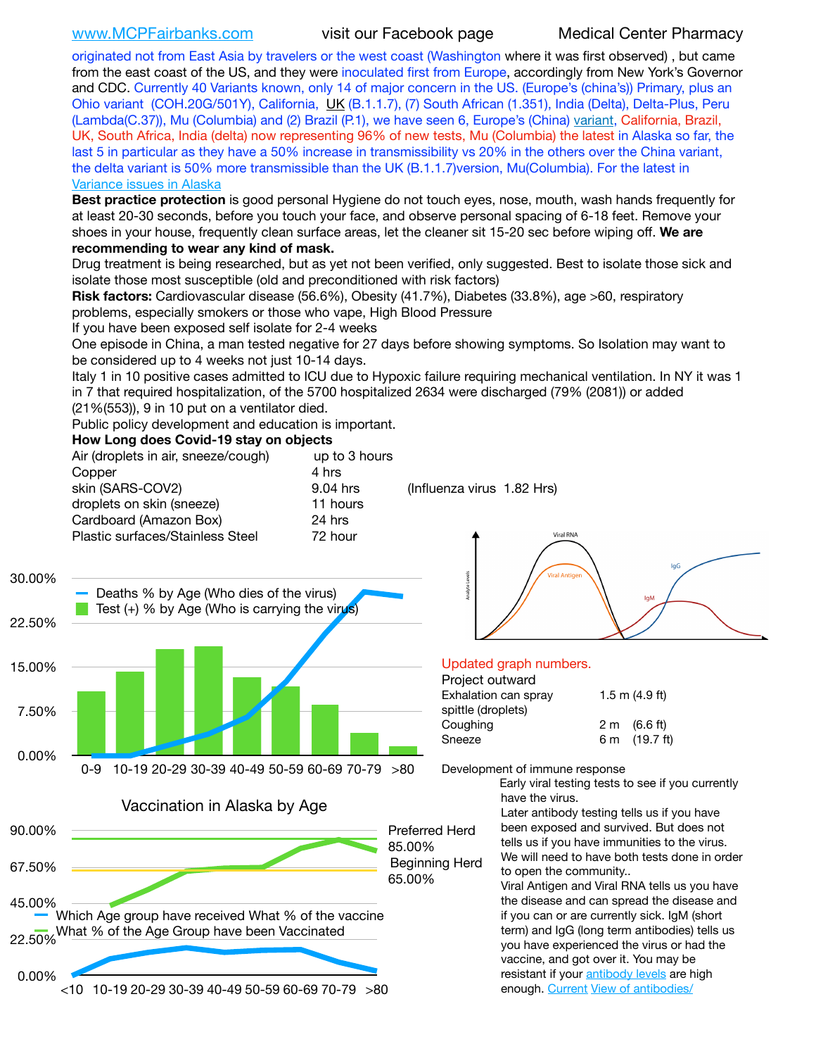www.MCPFairbanks.com visit our Facebook page Medical Center Pharmacy

originated not from East Asia by travelers or the west coast (Washington where it was first observed) , but came from the east coast of the US, and they were inoculated first from Europe, accordingly from New York's Governor and CDC. Currently 40 Variants known, only 14 of major concern in the US. (Europe's (china's)) Primary, plus an Ohio variant (COH.20G/501Y), California, UK (B.1.1.7), (7) South African (1.351), India (Delta), Delta-Plus, Peru (Lambda(C.37)), Mu (Columbia) and (2) Brazil (P.1), we have seen 6, Europe's (China) variant, California, Brazil, UK, South Africa, India (delta) now representing 96% of new tests, Mu (Columbia) the latest in Alaska so far, the last 5 in particular as they have a 50% increase in transmissibility vs 20% in the others over the China variant, the delta variant is 50% more transmissible than the UK (B.1.1.7)version, Mu(Columbia). For the latest in Variance issues in Alaska

**Best practice protection** is good personal Hygiene do not touch eyes, nose, mouth, wash hands frequently for at least 20-30 seconds, before you touch your face, and observe personal spacing of 6-18 feet. Remove your shoes in your house, frequently clean surface areas, let the cleaner sit 15-20 sec before wiping off. **We are recommending to wear any kind of mask.**

Drug treatment is being researched, but as yet not been verified, only suggested. Best to isolate those sick and isolate those most susceptible (old and preconditioned with risk factors)

**Risk factors:** Cardiovascular disease (56.6%), Obesity (41.7%), Diabetes (33.8%), age >60, respiratory problems, especially smokers or those who vape, High Blood Pressure

If you have been exposed self isolate for 2-4 weeks

One episode in China, a man tested negative for 27 days before showing symptoms. So Isolation may want to be considered up to 4 weeks not just 10-14 days.

Italy 1 in 10 positive cases admitted to ICU due to Hypoxic failure requiring mechanical ventilation. In NY it was 1 in 7 that required hospitalization, of the 5700 hospitalized 2634 were discharged (79% (2081)) or added (21%(553)), 9 in 10 put on a ventilator died.

Public policy development and education is important.

**How Long does Covid-19 stay on objects**

| | | |
|---|---|---|
| Air (droplets in air, sneeze/cough) | up to 3 hours | |
| Copper | 4 hrs | |
| skin (SARS-COV2) | 9.04 hrs | (Influenza virus 1.82 Hrs) |
| droplets on skin (sneeze) | 11 hours | |
| Cardboard (Amazon Box) | 24 hrs | |
| Plastic surfaces/Stainless Steel | 72 hour | |

Updated graph numbers.

Project outward

| | |
|---|---|
| Exhalation can spray spittle (droplets) | 1.5 m (4.9 ft) |
| Coughing | 2 m (6.6 ft) |
| Sneeze | 6 m (19.7 ft) |

Vaccination in Alaska by Age

Preferred Herd 85.00%

Beginning Herd 65.00%

Development of immune response

Early viral testing tests to see if you currently have the virus.

Later antibody testing tells us if you have been exposed and survived. But does not tells us if you have immunities to the virus. We will need to have both tests done in order to open the community..

Viral Antigen and Viral RNA tells us you have the disease and can spread the disease and if you can or are currently sick. IgM (short term) and IgG (long term antibodies) tells us you have experienced the virus or had the vaccine, and got over it. You may be resistant if your antibody levels are high enough. Current View of antibodies/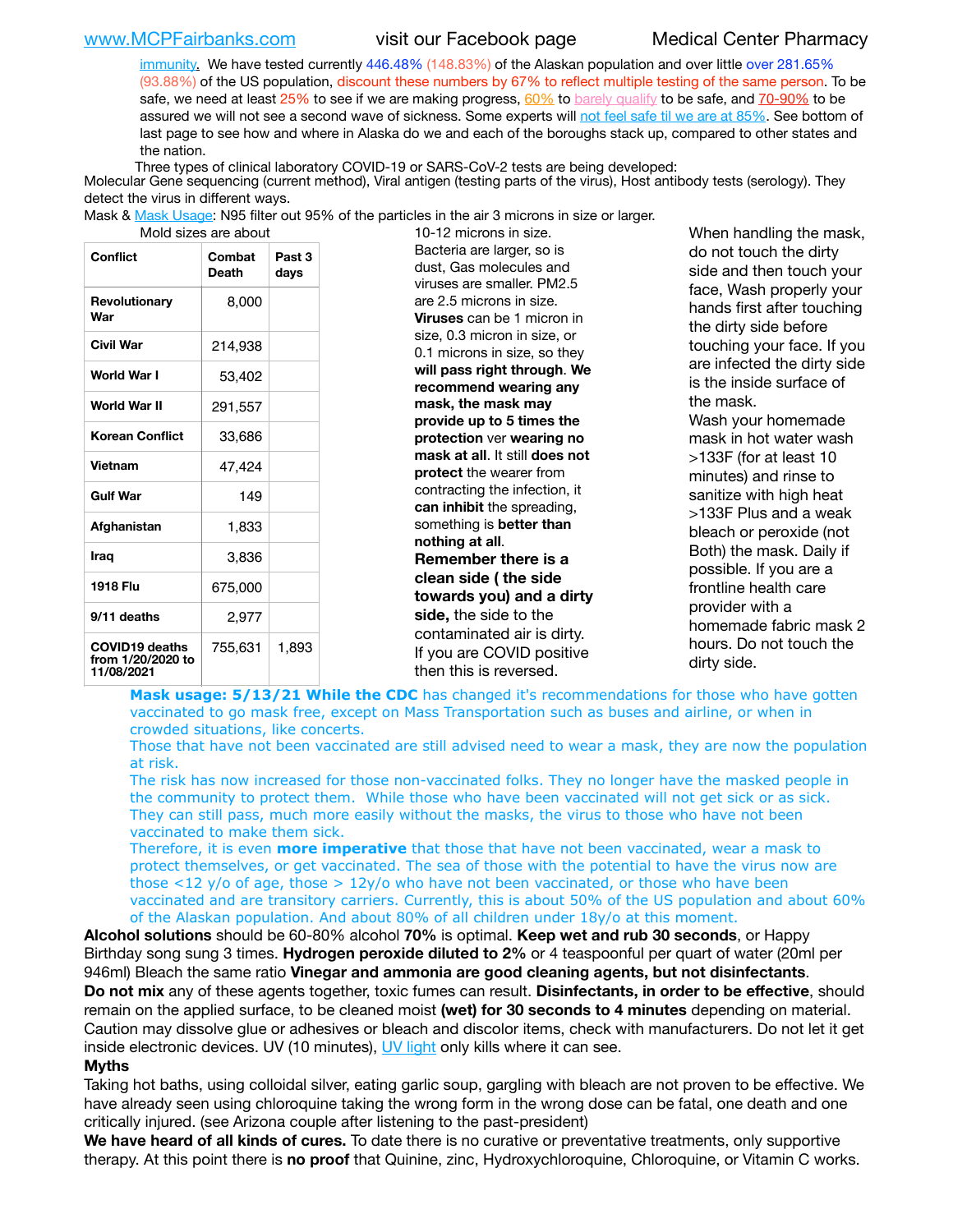immunity. We have tested currently 446.48% (148.83%) of the Alaskan population and over little over 281.65% (93.88%) of the US population, discount these numbers by 67% to reflect multiple testing of the same person. To be safe, we need at least 25% to see if we are making progress, 60% to barely qualify to be safe, and 70-90% to be assured we will not see a second wave of sickness. Some experts will not feel safe til we are at 85%. See bottom of last page to see how and where in Alaska do we and each of the boroughs stack up, compared to other states and the nation.

Three types of clinical laboratory COVID-19 or SARS-CoV-2 tests are being developed:
Molecular Gene sequencing (current method), Viral antigen (testing parts of the virus), Host antibody tests (serology). They detect the virus in different ways.

Mask & Mask Usage: N95 filter out 95% of the particles in the air 3 microns in size or larger.

| Conflict | Combat Death | Past 3 days |
|---|---|---|
| Revolutionary War | 8,000 | |
| Civil War | 214,938 | |
| World War I | 53,402 | |
| World War II | 291,557 | |
| Korean Conflict | 33,686 | |
| Vietnam | 47,424 | |
| Gulf War | 149 | |
| Afghanistan | 1,833 | |
| Iraq | 3,836 | |
| 1918 Flu | 675,000 | |
| 9/11 deaths | 2,977 | |
| COVID19 deaths from 1/20/2020 to 11/08/2021 | 755,631 | 1,893 |

Mold sizes are about 10-12 microns in size. Bacteria are larger, so is dust, Gas molecules and viruses are smaller. PM2.5 are 2.5 microns in size. **Viruses** can be 1 micron in size, 0.3 micron in size, or 0.1 microns in size, so they **will pass right through. We recommend wearing any mask, the mask may provide up to 5 times the protection** ver **wearing no mask at all**. It still **does not protect** the wearer from contracting the infection, it **can inhibit** the spreading, something is **better than nothing at all**.

**Remember there is a clean side ( the side towards you) and a dirty side,** the side to the contaminated air is dirty. If you are COVID positive then this is reversed.

When handling the mask, do not touch the dirty side and then touch your face, Wash properly your hands first after touching the dirty side before touching your face. If you are infected the dirty side is the inside surface of the mask.

Wash your homemade mask in hot water wash >133F (for at least 10 minutes) and rinse to sanitize with high heat >133F Plus and a weak bleach or peroxide (not Both) the mask. Daily if possible. If you are a frontline health care provider with a homemade fabric mask 2 hours. Do not touch the dirty side.

**Mask usage: 5/13/21 While the CDC** has changed it's recommendations for those who have gotten vaccinated to go mask free, except on Mass Transportation such as buses and airline, or when in crowded situations, like concerts.

Those that have not been vaccinated are still advised need to wear a mask, they are now the population at risk.

The risk has now increased for those non-vaccinated folks. They no longer have the masked people in the community to protect them. While those who have been vaccinated will not get sick or as sick. They can still pass, much more easily without the masks, the virus to those who have not been vaccinated to make them sick.

Therefore, it is even **more imperative** that those that have not been vaccinated, wear a mask to protect themselves, or get vaccinated. The sea of those with the potential to have the virus now are those <12 y/o of age, those > 12y/o who have not been vaccinated, or those who have been vaccinated and are transitory carriers. Currently, this is about 50% of the US population and about 60% of the Alaskan population. And about 80% of all children under 18y/o at this moment.

**Alcohol solutions** should be 60-80% alcohol **70%** is optimal. **Keep wet and rub 30 seconds**, or Happy Birthday song sung 3 times. **Hydrogen peroxide diluted to 2%** or 4 teaspoonful per quart of water (20ml per 946ml) Bleach the same ratio **Vinegar and ammonia are good cleaning agents, but not disinfectants**.

**Do not mix** any of these agents together, toxic fumes can result. **Disinfectants, in order to be effective**, should remain on the applied surface, to be cleaned moist **(wet) for 30 seconds to 4 minutes** depending on material. Caution may dissolve glue or adhesives or bleach and discolor items, check with manufacturers. Do not let it get inside electronic devices. UV (10 minutes), UV light only kills where it can see.

**Myths**

Taking hot baths, using colloidal silver, eating garlic soup, gargling with bleach are not proven to be effective. We have already seen using chloroquine taking the wrong form in the wrong dose can be fatal, one death and one critically injured. (see Arizona couple after listening to the past-president)

**We have heard of all kinds of cures.** To date there is no curative or preventative treatments, only supportive therapy. At this point there is **no proof** that Quinine, zinc, Hydroxychloroquine, Chloroquine, or Vitamin C works.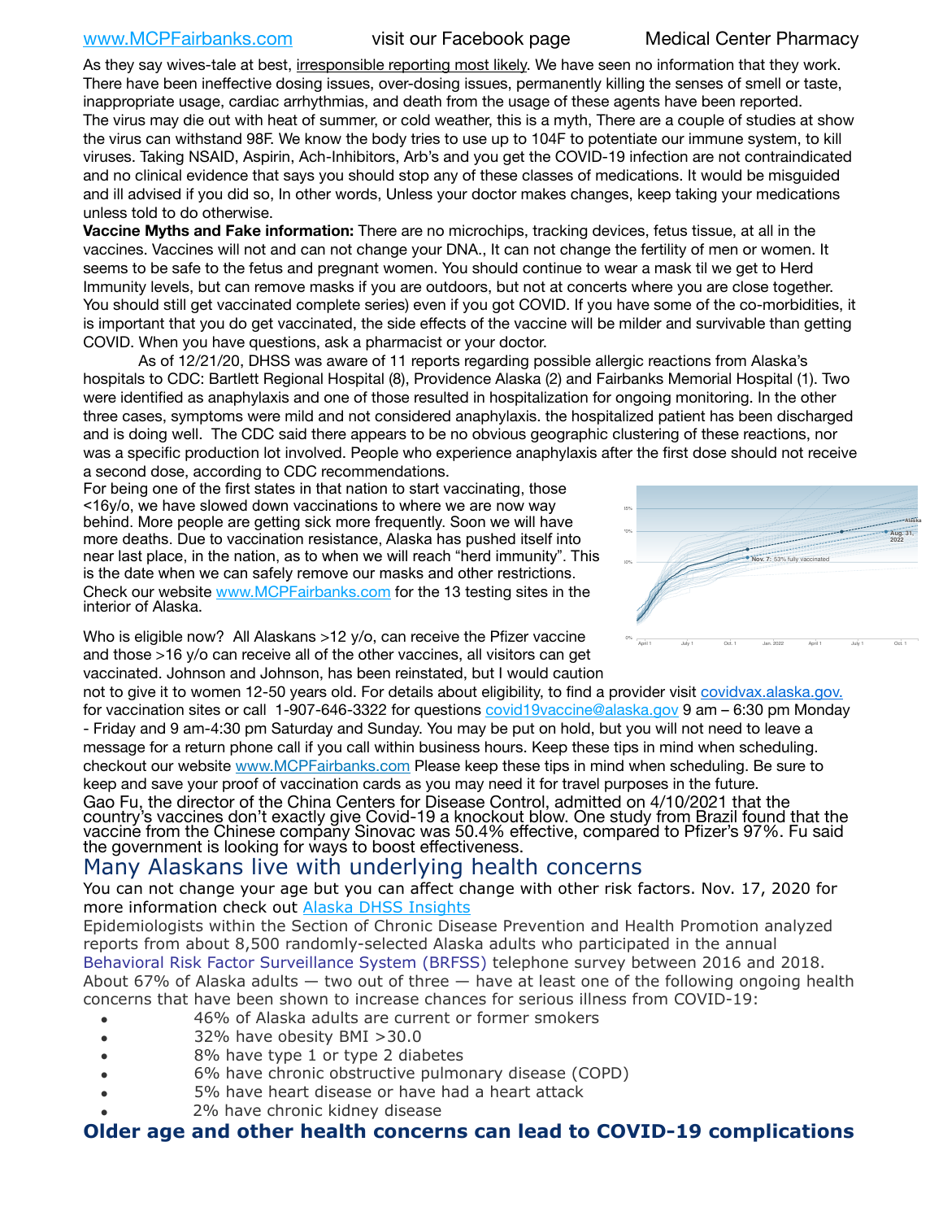As they say wives-tale at best, irresponsible reporting most likely. We have seen no information that they work. There have been ineffective dosing issues, over-dosing issues, permanently killing the senses of smell or taste, inappropriate usage, cardiac arrhythmias, and death from the usage of these agents have been reported.

The virus may die out with heat of summer, or cold weather, this is a myth, There are a couple of studies at show the virus can withstand 98F. We know the body tries to use up to 104F to potentiate our immune system, to kill viruses. Taking NSAID, Aspirin, Ach-Inhibitors, Arb's and you get the COVID-19 infection are not contraindicated and no clinical evidence that says you should stop any of these classes of medications. It would be misguided and ill advised if you did so, In other words, Unless your doctor makes changes, keep taking your medications unless told to do otherwise.

**Vaccine Myths and Fake information:** There are no microchips, tracking devices, fetus tissue, at all in the vaccines. Vaccines will not and can not change your DNA., It can not change the fertility of men or women. It seems to be safe to the fetus and pregnant women. You should continue to wear a mask til we get to Herd Immunity levels, but can remove masks if you are outdoors, but not at concerts where you are close together. You should still get vaccinated complete series) even if you got COVID. If you have some of the co-morbidities, it is important that you do get vaccinated, the side effects of the vaccine will be milder and survivable than getting COVID. When you have questions, ask a pharmacist or your doctor.

As of 12/21/20, DHSS was aware of 11 reports regarding possible allergic reactions from Alaska's hospitals to CDC: Bartlett Regional Hospital (8), Providence Alaska (2) and Fairbanks Memorial Hospital (1). Two were identified as anaphylaxis and one of those resulted in hospitalization for ongoing monitoring. In the other three cases, symptoms were mild and not considered anaphylaxis. the hospitalized patient has been discharged and is doing well. The CDC said there appears to be no obvious geographic clustering of these reactions, nor was a specific production lot involved. People who experience anaphylaxis after the first dose should not receive a second dose, according to CDC recommendations.

For being one of the first states in that nation to start vaccinating, those <16y/o, we have slowed down vaccinations to where we are now way behind. More people are getting sick more frequently. Soon we will have more deaths. Due to vaccination resistance, Alaska has pushed itself into near last place, in the nation, as to when we will reach "herd immunity". This is the date when we can safely remove our masks and other restrictions. Check our website www.MCPFairbanks.com for the 13 testing sites in the interior of Alaska.

Who is eligible now? All Alaskans >12 y/o, can receive the Pfizer vaccine and those >16 y/o can receive all of the other vaccines, all visitors can get vaccinated. Johnson and Johnson, has been reinstated, but I would caution not to give it to women 12-50 years old. For details about eligibility, to find a provider visit covidvax.alaska.gov. for vaccination sites or call 1-907-646-3322 for questions covid19vaccine@alaska.gov 9 am – 6:30 pm Monday - Friday and 9 am-4:30 pm Saturday and Sunday. You may be put on hold, but you will not need to leave a message for a return phone call if you call within business hours. Keep these tips in mind when scheduling. checkout our website www.MCPFairbanks.com Please keep these tips in mind when scheduling. Be sure to keep and save your proof of vaccination cards as you may need it for travel purposes in the future.

Gao Fu, the director of the China Centers for Disease Control, admitted on 4/10/2021 that the country's vaccines don't exactly give Covid-19 a knockout blow. One study from Brazil found that the vaccine from the Chinese company Sinovac was 50.4% effective, compared to Pfizer's 97%. Fu said the government is looking for ways to boost effectiveness.

## Many Alaskans live with underlying health concerns

You can not change your age but you can affect change with other risk factors. Nov. 17, 2020 for more information check out Alaska DHSS Insights

Epidemiologists within the Section of Chronic Disease Prevention and Health Promotion analyzed reports from about 8,500 randomly-selected Alaska adults who participated in the annual Behavioral Risk Factor Surveillance System (BRFSS) telephone survey between 2016 and 2018. About 67% of Alaska adults — two out of three — have at least one of the following ongoing health concerns that have been shown to increase chances for serious illness from COVID-19:

- 46% of Alaska adults are current or former smokers
- 32% have obesity BMI >30.0
- 8% have type 1 or type 2 diabetes
- 6% have chronic obstructive pulmonary disease (COPD)
- 5% have heart disease or have had a heart attack
- 2% have chronic kidney disease

## Older age and other health concerns can lead to COVID-19 complications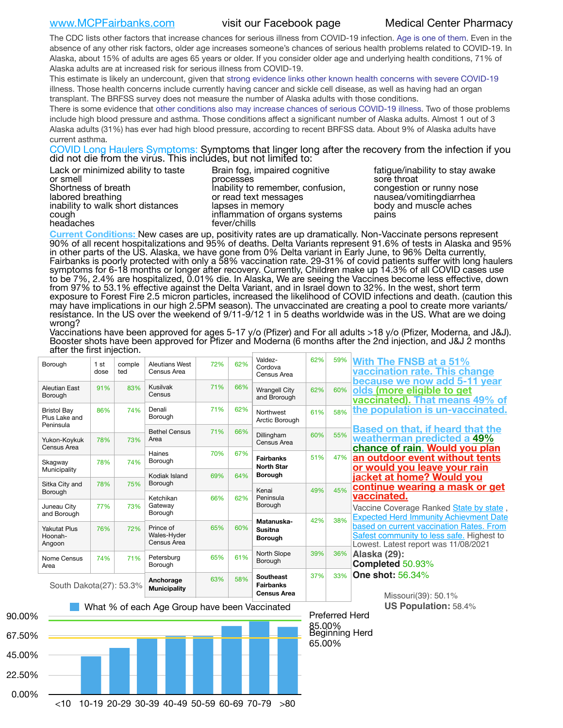www.MCPFairbanks.com visit our Facebook page Medical Center Pharmacy

The CDC lists other factors that increase chances for serious illness from COVID-19 infection. Age is one of them. Even in the absence of any other risk factors, older age increases someone's chances of serious health problems related to COVID-19. In Alaska, about 15% of adults are ages 65 years or older. If you consider older age and underlying health conditions, 71% of Alaska adults are at increased risk for serious illness from COVID-19.

This estimate is likely an undercount, given that strong evidence links other known health concerns with severe COVID-19 illness. Those health concerns include currently having cancer and sickle cell disease, as well as having had an organ transplant. The BRFSS survey does not measure the number of Alaska adults with those conditions.

There is some evidence that other conditions also may increase chances of serious COVID-19 illness. Two of those problems include high blood pressure and asthma. Those conditions affect a significant number of Alaska adults. Almost 1 out of 3 Alaska adults (31%) has ever had high blood pressure, according to recent BRFSS data. About 9% of Alaska adults have current asthma.

**COVID Long Haulers Symptoms:** Symptoms that linger long after the recovery from the infection if you did not die from the virus. This includes, but not limited to:

- Lack or minimized ability to taste or smell
- Shortness of breath
- labored breathing
- inability to walk short distances
- cough
- headaches
- Brain fog, impaired cognitive processes
- Inability to remember, confusion, or read text messages
- lapses in memory
- inflammation of organs systems
- fever/chills
- fatigue/inability to stay awake
- sore throat
- congestion or runny nose
- nausea/vomitingdiarrhea
- body and muscle aches
- pains

**Current Conditions:** New cases are up, positivity rates are up dramatically. Non-Vaccinate persons represent 90% of all recent hospitalizations and 95% of deaths. Delta Variants represent 91.6% of tests in Alaska and 95% in other parts of the US. Alaska, we have gone from 0% Delta variant in Early June, to 96% Delta currently, Fairbanks is poorly protected with only a 58% vaccination rate. 29-31% of covid patients suffer with long haulers symptoms for 6-18 months or longer after recovery. Currently, Children make up 14.3% of all COVID cases use to be 7%, 2.4% are hospitalized, 0.01% die. In Alaska, We are seeing the Vaccines become less effective, down from 97% to 53.1% effective against the Delta Variant, and in Israel down to 32%. In the west, short term exposure to Forest Fire 2.5 micron particles, increased the likelihood of COVID infections and death. (caution this may have implications in our high 2.5PM season). The unvaccinated are creating a pool to create more variants/ resistance. In the US over the weekend of 9/11-9/12 1 in 5 deaths worldwide was in the US. What are we doing wrong?

Vaccinations have been approved for ages 5-17 y/o (Pfizer) and For all adults >18 y/o (Pfizer, Moderna, and J&J). Booster shots have been approved for Pfizer and Moderna (6 months after the 2nd injection, and J&J 2 months after the first injection.

| Borough | 1 st dose | completed |
|---|---|---|
| Aleutian East Borough | 91% | 83% |
| Bristol Bay Plus Lake and Peninsula | 86% | 74% |
| Yukon-Koykuk Census Area | 78% | 73% |
| Skagway Municipality | 78% | 74% |
| Sitka City and Borough | 78% | 75% |
| Juneau City and Borough | 77% | 73% |
| Yakutat Plus Hoonah-Angoon | 76% | 72% |
| Nome Census Area | 74% | 71% |
| Aleutians West Census Area | 72% | 62% |
| Kusilvak Census | 71% | 66% |
| Denali Borough | 71% | 62% |
| Bethel Census Area | 71% | 66% |
| Haines Borough | 70% | 67% |
| Kodiak Island Borough | 69% | 64% |
| Ketchikan Gateway Borough | 66% | 62% |
| Prince of Wales-Hyder Census Area | 65% | 60% |
| Petersburg Borough | 65% | 61% |
| **Anchorage Municipality** | 63% | 58% |
| Valdez-Cordova Census Area | 62% | 59% |
| Wrangell City and Brorough | 62% | 60% |
| Northwest Arctic Borough | 61% | 58% |
| Dillingham Census Area | 60% | 55% |
| **Fairbanks North Star Borough** | 51% | 47% |
| Kenai Peninsula Borough | 49% | 45% |
| **Matanuska-Susitna Borough** | 42% | 38% |
| North Slope Borough | 39% | 36% |
| **Southeast Fairbanks Census Area** | 37% | 33% |

South Dakota(27): 53.3%

**With The FNSB at a 51% vaccination rate. This change because we now add 5-11 year olds (more eligible to get vaccinated). That means 49% of the population is un-vaccinated.**

**Based on that, if heard that the weatherman predicted a 49% chance of rain, Would you plan an outdoor event without tents or would you leave your rain jacket at home? Would you continue wearing a mask or get vaccinated.**

Vaccine Coverage Ranked State by state, Expected Herd Immunity Achievment Date based on current vaccination Rates. From Safest community to less safe. Highest to Lowest. Latest report was 11/08/2021

**Alaska (29):**
**Completed** 50.93%
**One shot:** 56.34%

Missouri(39): 50.1%
**US Population:** 58.4%

What % of each Age Group have been Vaccinated

90.00%
67.50%
45.00%
22.50%
0.00%

<10 10-19 20-29 30-39 40-49 50-59 60-69 70-79 >80

Preferred Herd 85.00%
Beginning Herd 65.00%